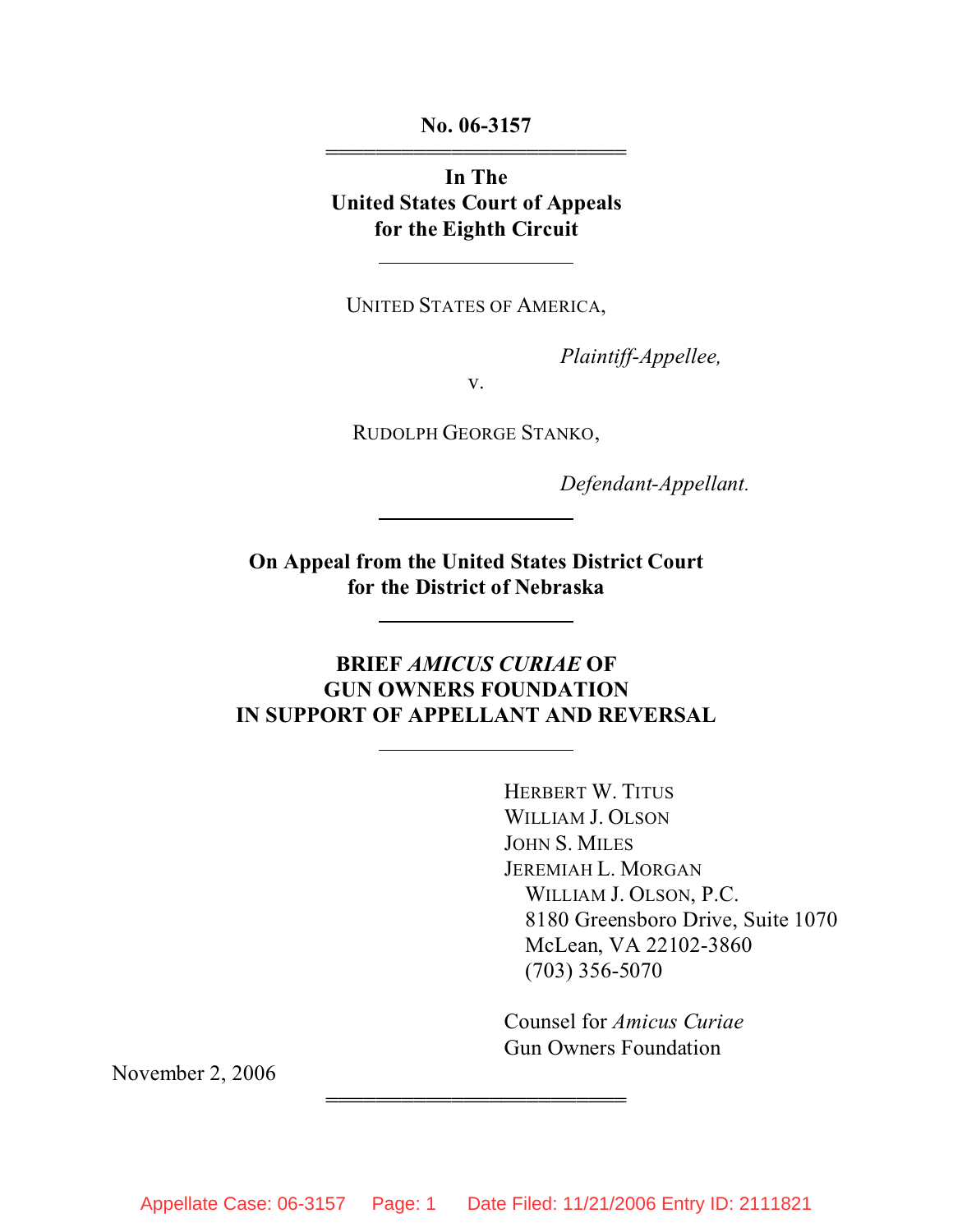**No. 06-3157**

**In The**
**United States Court of Appeals**
**for the Eighth Circuit**

UNITED STATES OF AMERICA,

*Plaintiff-Appellee,*

v.

RUDOLPH GEORGE STANKO,

*Defendant-Appellant.*

**On Appeal from the United States District Court**
**for the District of Nebraska**

**BRIEF *AMICUS CURIAE* OF**
**GUN OWNERS FOUNDATION**
**IN SUPPORT OF APPELLANT AND REVERSAL**

HERBERT W. TITUS
WILLIAM J. OLSON
JOHN S. MILES
JEREMIAH L. MORGAN
WILLIAM J. OLSON, P.C.
8180 Greensboro Drive, Suite 1070
McLean, VA 22102-3860
(703) 356-5070

Counsel for *Amicus Curiae*
Gun Owners Foundation

November 2, 2006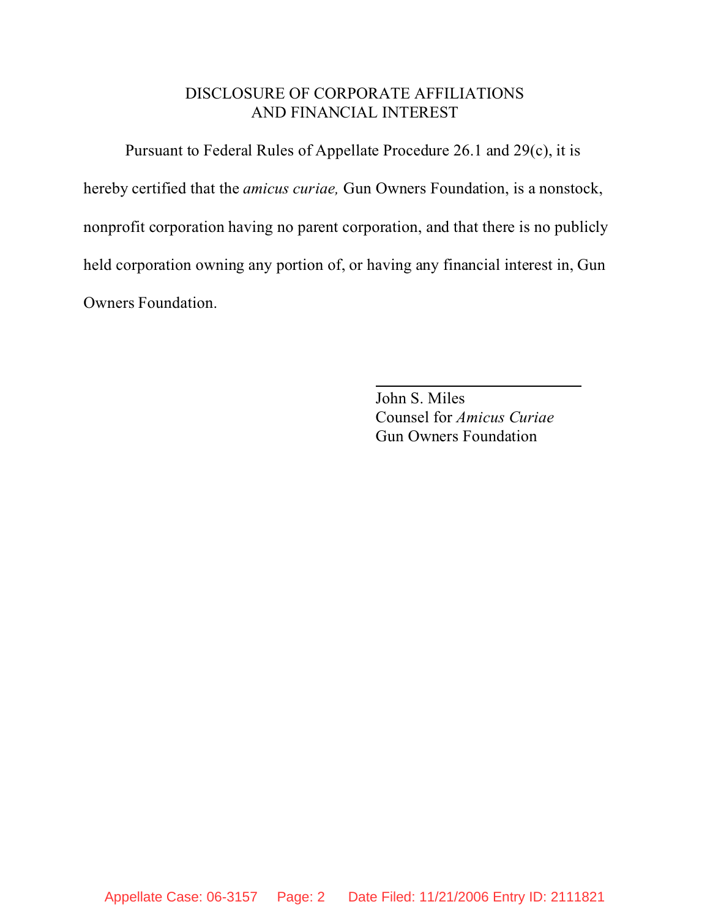# DISCLOSURE OF CORPORATE AFFILIATIONS AND FINANCIAL INTEREST

Pursuant to Federal Rules of Appellate Procedure 26.1 and 29(c), it is hereby certified that the *amicus curiae,* Gun Owners Foundation, is a nonstock, nonprofit corporation having no parent corporation, and that there is no publicly held corporation owning any portion of, or having any financial interest in, Gun Owners Foundation.

John S. Miles
Counsel for *Amicus Curiae*
Gun Owners Foundation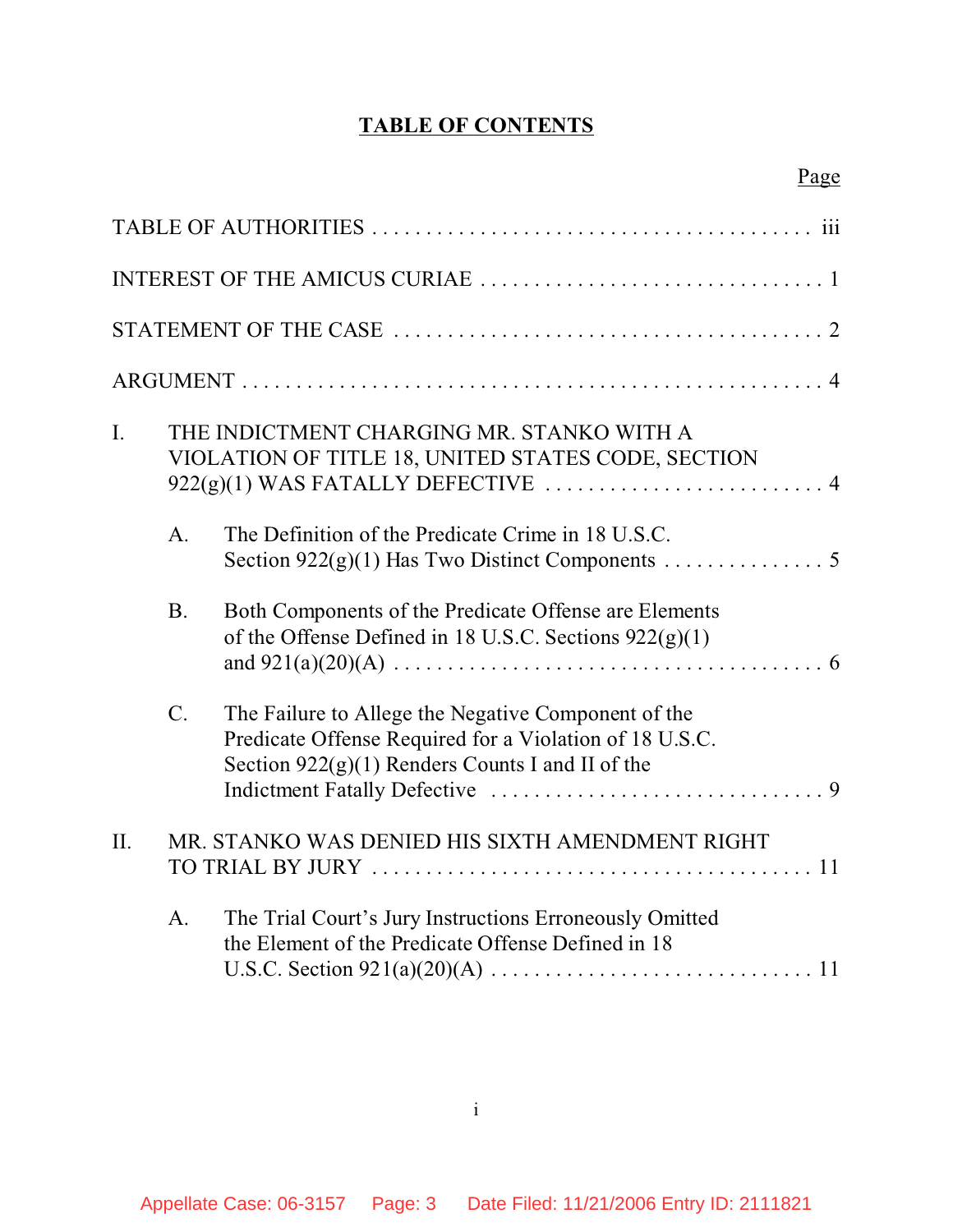# TABLE OF CONTENTS

| | Page |
|---|---|
| TABLE OF AUTHORITIES | iii |
| INTEREST OF THE AMICUS CURIAE | 1 |
| STATEMENT OF THE CASE | 2 |
| ARGUMENT | 4 |
| I. THE INDICTMENT CHARGING MR. STANKO WITH A VIOLATION OF TITLE 18, UNITED STATES CODE, SECTION 922(g)(1) WAS FATALLY DEFECTIVE | 4 |
| A. The Definition of the Predicate Crime in 18 U.S.C. Section 922(g)(1) Has Two Distinct Components | 5 |
| B. Both Components of the Predicate Offense are Elements of the Offense Defined in 18 U.S.C. Sections 922(g)(1) and 921(a)(20)(A) | 6 |
| C. The Failure to Allege the Negative Component of the Predicate Offense Required for a Violation of 18 U.S.C. Section 922(g)(1) Renders Counts I and II of the Indictment Fatally Defective | 9 |
| II. MR. STANKO WAS DENIED HIS SIXTH AMENDMENT RIGHT TO TRIAL BY JURY | 11 |
| A. The Trial Court's Jury Instructions Erroneously Omitted the Element of the Predicate Offense Defined in 18 U.S.C. Section 921(a)(20)(A) | 11 |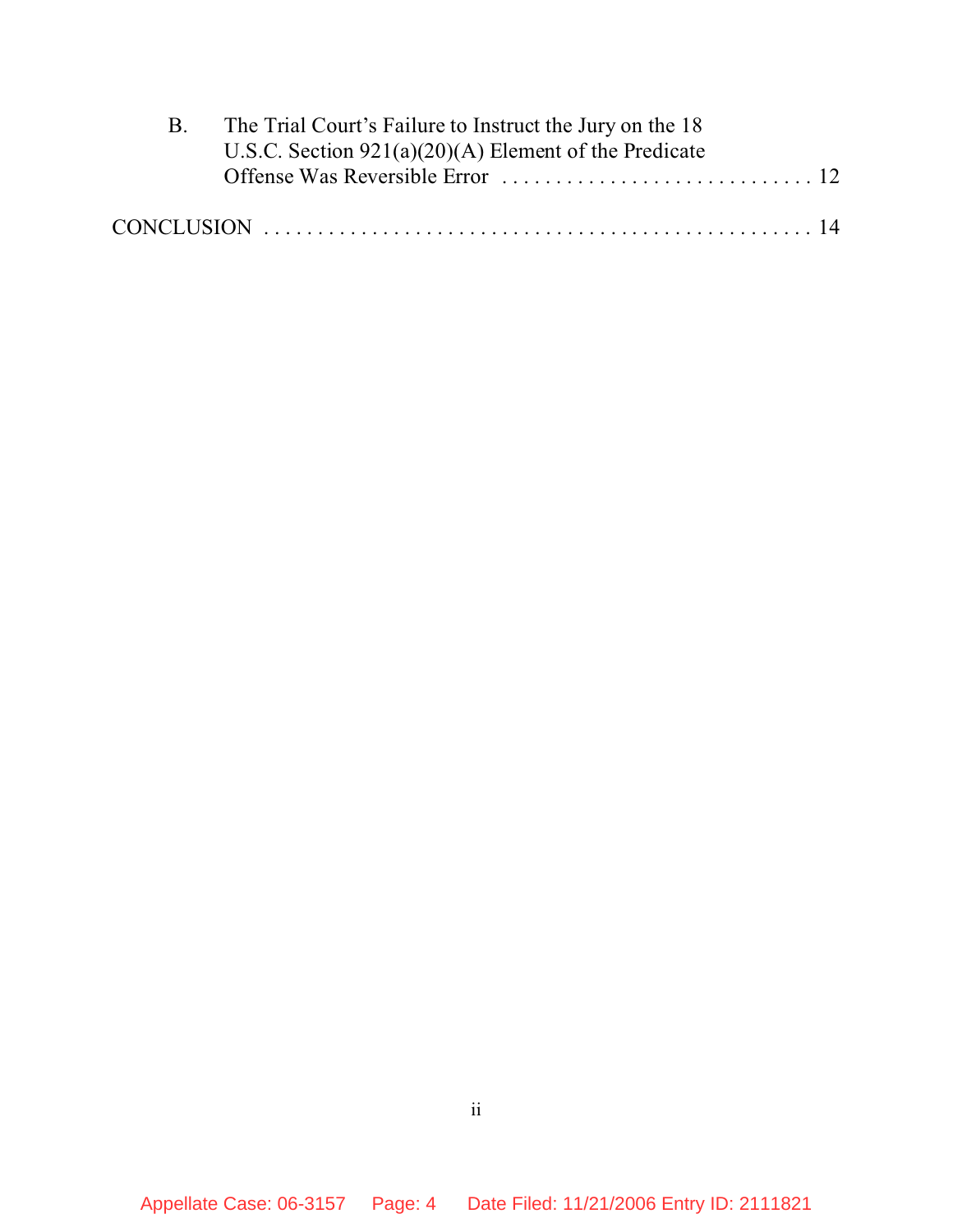B. The Trial Court's Failure to Instruct the Jury on the 18 U.S.C. Section 921(a)(20)(A) Element of the Predicate Offense Was Reversible Error . . . . . . . . . . . . . . . . . . . . . . . . . . . . . 12

CONCLUSION . . . . . . . . . . . . . . . . . . . . . . . . . . . . . . . . . . . . . . . . . . . . . . . . . 14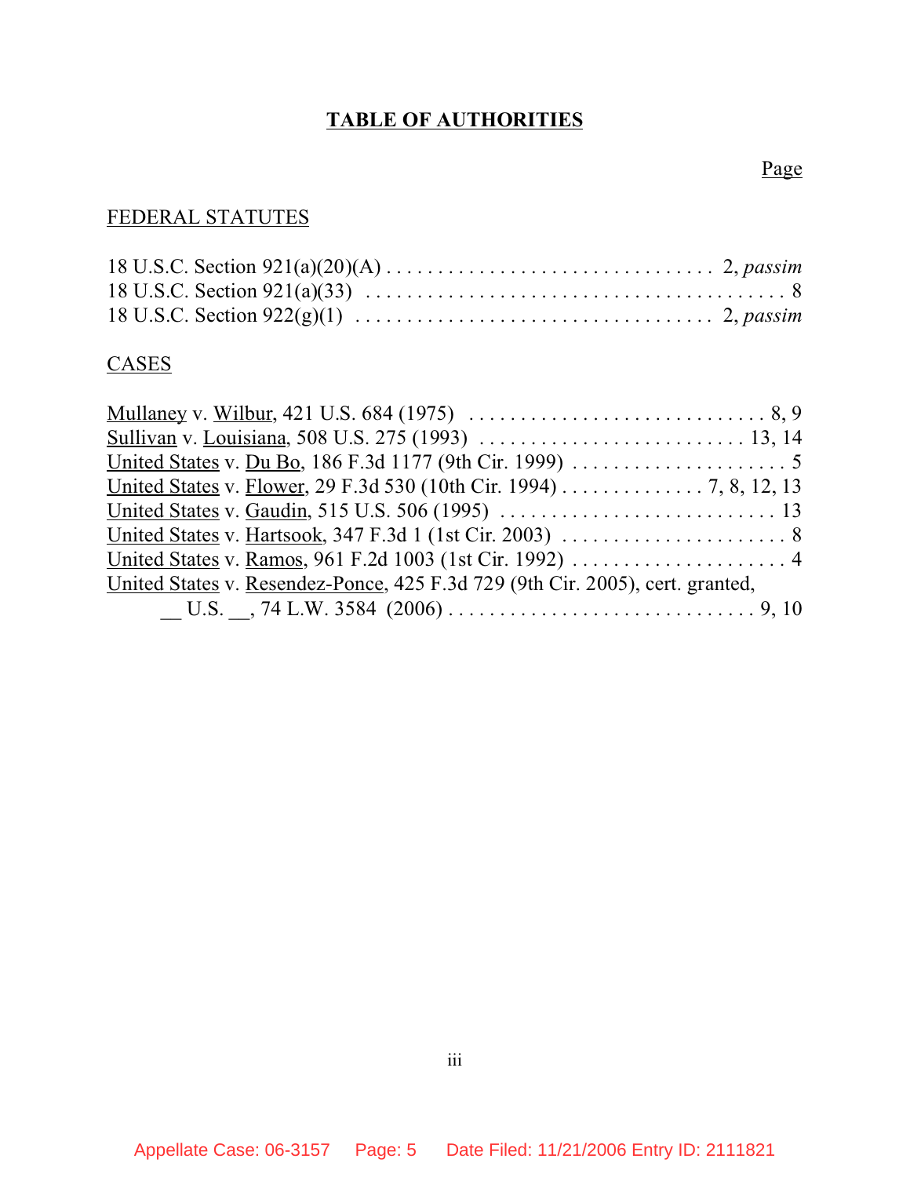# TABLE OF AUTHORITIES

Page

FEDERAL STATUTES

18 U.S.C. Section 921(a)(20)(A) . . . . . . . . . . . . . . . . . . . . . . . . . . . . . . . . 2, *passim*
18 U.S.C. Section 921(a)(33) . . . . . . . . . . . . . . . . . . . . . . . . . . . . . . . . . . . . . . . 8
18 U.S.C. Section 922(g)(1) . . . . . . . . . . . . . . . . . . . . . . . . . . . . . . . . . . 2, *passim*

CASES

Mullaney v. Wilbur, 421 U.S. 684 (1975) . . . . . . . . . . . . . . . . . . . . . . . . . . . . . . 8, 9
Sullivan v. Louisiana, 508 U.S. 275 (1993) . . . . . . . . . . . . . . . . . . . . . . . . . . . 13, 14
United States v. Du Bo, 186 F.3d 1177 (9th Cir. 1999) . . . . . . . . . . . . . . . . . . . . . . 5
United States v. Flower, 29 F.3d 530 (10th Cir. 1994) . . . . . . . . . . . . . . 7, 8, 12, 13
United States v. Gaudin, 515 U.S. 506 (1995) . . . . . . . . . . . . . . . . . . . . . . . . . . . 13
United States v. Hartsook, 347 F.3d 1 (1st Cir. 2003) . . . . . . . . . . . . . . . . . . . . . . . 8
United States v. Ramos, 961 F.2d 1003 (1st Cir. 1992) . . . . . . . . . . . . . . . . . . . . . . 4
United States v. Resendez-Ponce, 425 F.3d 729 (9th Cir. 2005), cert. granted,
 __ U.S. __, 74 L.W. 3584 (2006) . . . . . . . . . . . . . . . . . . . . . . . . . . . . . . 9, 10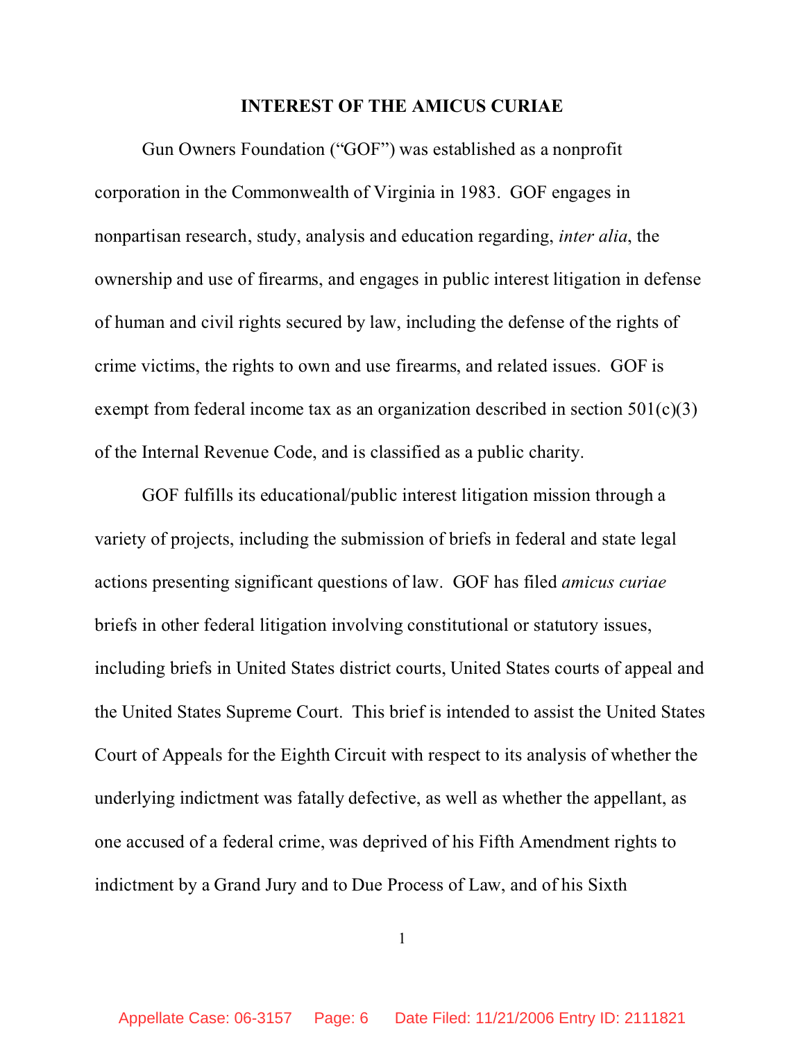## INTEREST OF THE AMICUS CURIAE

Gun Owners Foundation ("GOF") was established as a nonprofit corporation in the Commonwealth of Virginia in 1983. GOF engages in nonpartisan research, study, analysis and education regarding, *inter alia*, the ownership and use of firearms, and engages in public interest litigation in defense of human and civil rights secured by law, including the defense of the rights of crime victims, the rights to own and use firearms, and related issues. GOF is exempt from federal income tax as an organization described in section 501(c)(3) of the Internal Revenue Code, and is classified as a public charity.

GOF fulfills its educational/public interest litigation mission through a variety of projects, including the submission of briefs in federal and state legal actions presenting significant questions of law. GOF has filed *amicus curiae* briefs in other federal litigation involving constitutional or statutory issues, including briefs in United States district courts, United States courts of appeal and the United States Supreme Court. This brief is intended to assist the United States Court of Appeals for the Eighth Circuit with respect to its analysis of whether the underlying indictment was fatally defective, as well as whether the appellant, as one accused of a federal crime, was deprived of his Fifth Amendment rights to indictment by a Grand Jury and to Due Process of Law, and of his Sixth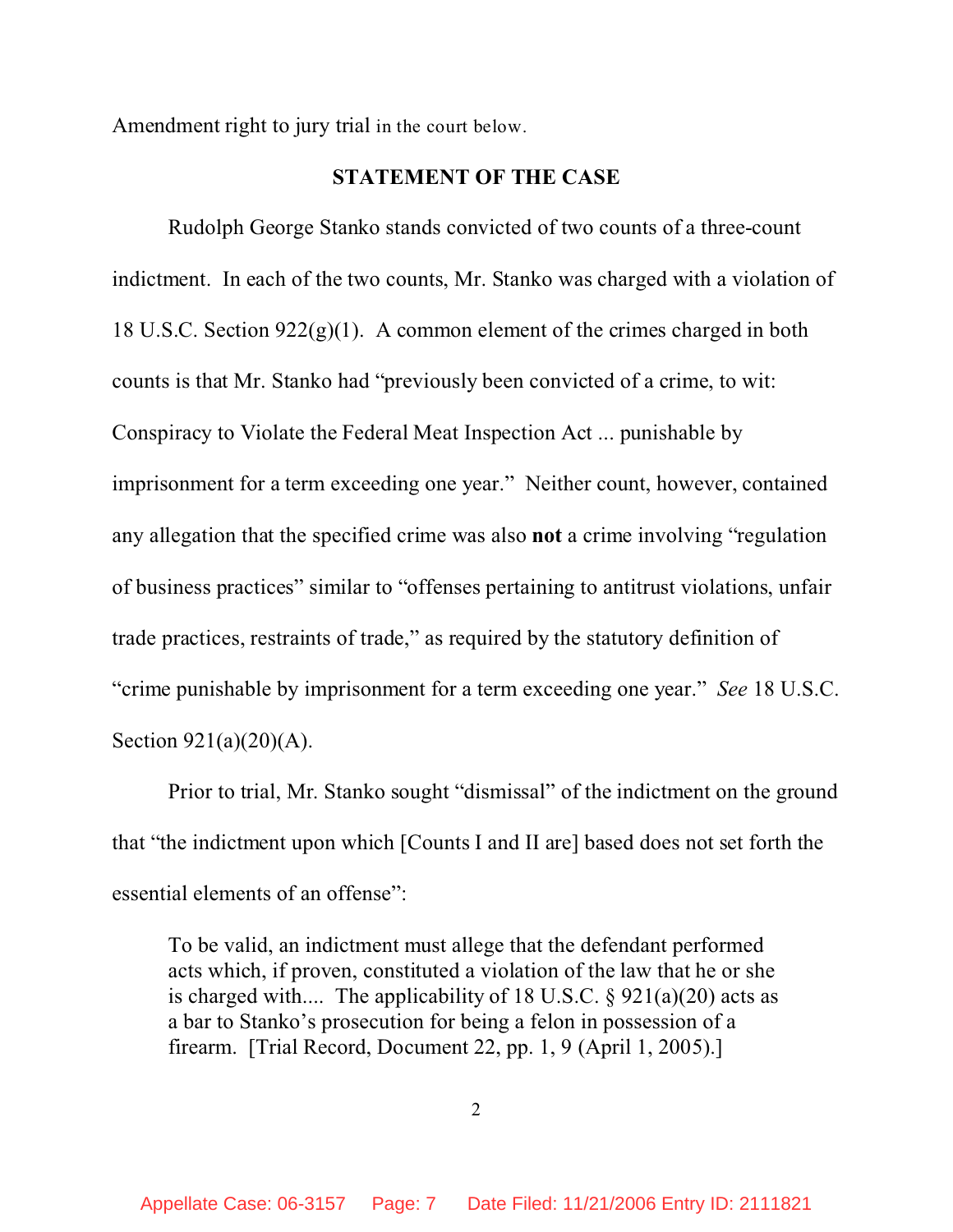Amendment right to jury trial in the court below.

## STATEMENT OF THE CASE

Rudolph George Stanko stands convicted of two counts of a three-count indictment. In each of the two counts, Mr. Stanko was charged with a violation of 18 U.S.C. Section 922(g)(1). A common element of the crimes charged in both counts is that Mr. Stanko had "previously been convicted of a crime, to wit: Conspiracy to Violate the Federal Meat Inspection Act ... punishable by imprisonment for a term exceeding one year." Neither count, however, contained any allegation that the specified crime was also **not** a crime involving "regulation of business practices" similar to "offenses pertaining to antitrust violations, unfair trade practices, restraints of trade," as required by the statutory definition of "crime punishable by imprisonment for a term exceeding one year." *See* 18 U.S.C. Section 921(a)(20)(A).

Prior to trial, Mr. Stanko sought "dismissal" of the indictment on the ground that "the indictment upon which [Counts I and II are] based does not set forth the essential elements of an offense":

> To be valid, an indictment must allege that the defendant performed acts which, if proven, constituted a violation of the law that he or she is charged with.... The applicability of 18 U.S.C. § 921(a)(20) acts as a bar to Stanko's prosecution for being a felon in possession of a firearm. [Trial Record, Document 22, pp. 1, 9 (April 1, 2005).]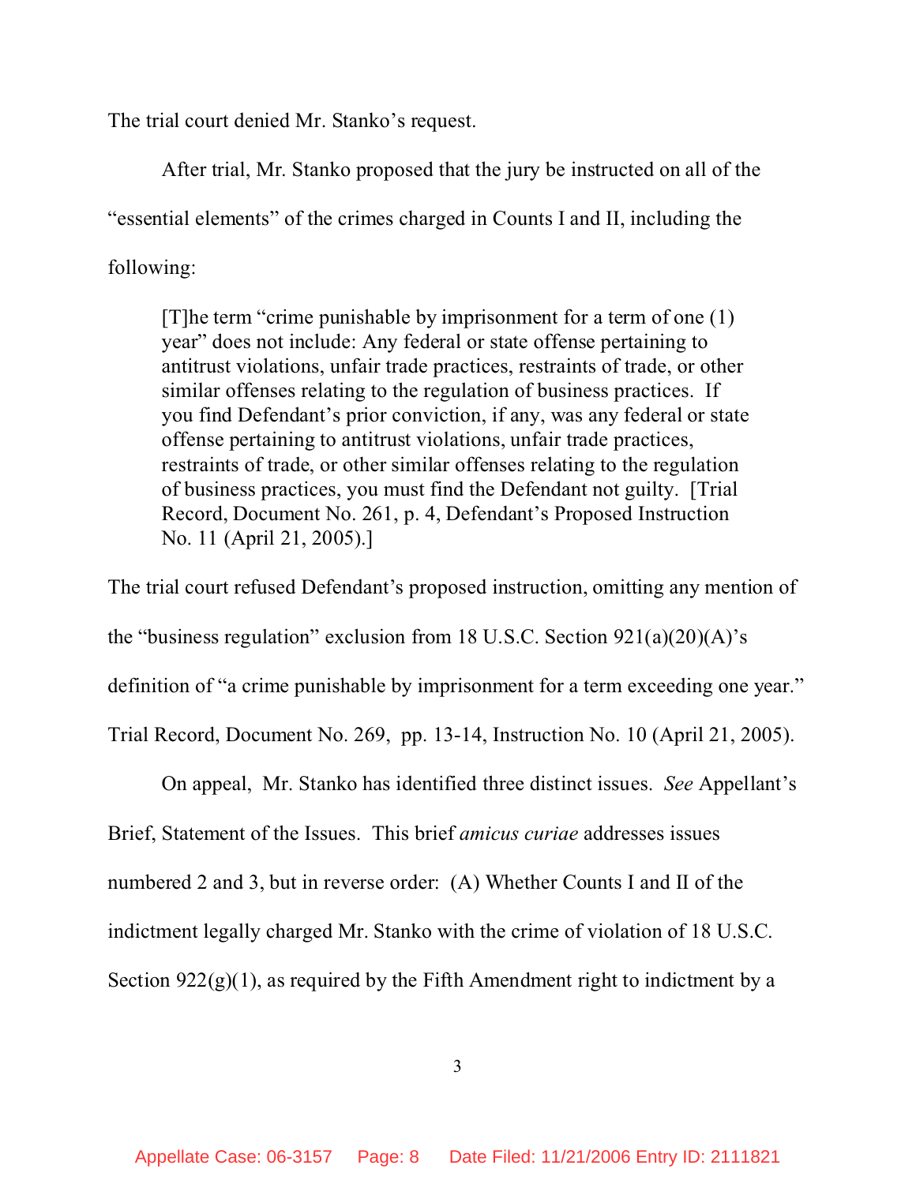The trial court denied Mr. Stanko's request.

After trial, Mr. Stanko proposed that the jury be instructed on all of the "essential elements" of the crimes charged in Counts I and II, including the following:

> [T]he term "crime punishable by imprisonment for a term of one (1) year" does not include: Any federal or state offense pertaining to antitrust violations, unfair trade practices, restraints of trade, or other similar offenses relating to the regulation of business practices. If you find Defendant's prior conviction, if any, was any federal or state offense pertaining to antitrust violations, unfair trade practices, restraints of trade, or other similar offenses relating to the regulation of business practices, you must find the Defendant not guilty. [Trial Record, Document No. 261, p. 4, Defendant's Proposed Instruction No. 11 (April 21, 2005).]

The trial court refused Defendant's proposed instruction, omitting any mention of the "business regulation" exclusion from 18 U.S.C. Section 921(a)(20)(A)'s definition of "a crime punishable by imprisonment for a term exceeding one year." Trial Record, Document No. 269, pp. 13-14, Instruction No. 10 (April 21, 2005).

On appeal, Mr. Stanko has identified three distinct issues. *See* Appellant's Brief, Statement of the Issues. This brief *amicus curiae* addresses issues numbered 2 and 3, but in reverse order: (A) Whether Counts I and II of the indictment legally charged Mr. Stanko with the crime of violation of 18 U.S.C. Section 922(g)(1), as required by the Fifth Amendment right to indictment by a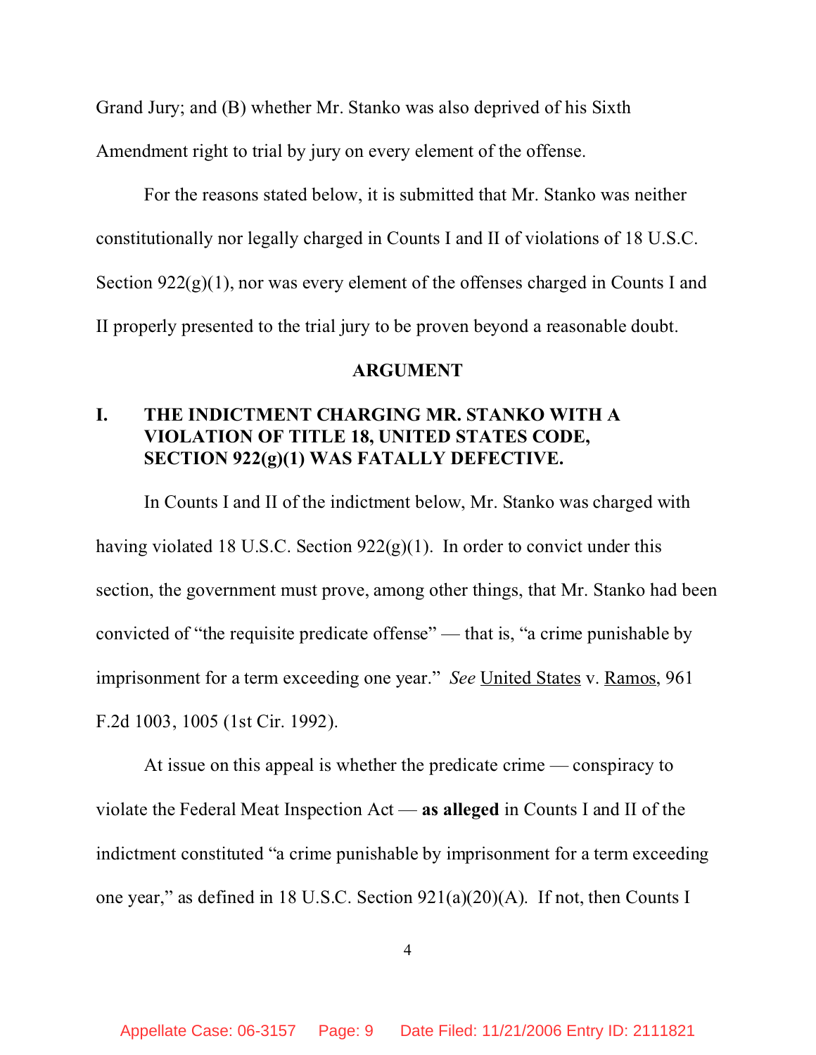Grand Jury; and (B) whether Mr. Stanko was also deprived of his Sixth Amendment right to trial by jury on every element of the offense.

For the reasons stated below, it is submitted that Mr. Stanko was neither constitutionally nor legally charged in Counts I and II of violations of 18 U.S.C. Section 922(g)(1), nor was every element of the offenses charged in Counts I and II properly presented to the trial jury to be proven beyond a reasonable doubt.

**ARGUMENT**

## I. THE INDICTMENT CHARGING MR. STANKO WITH A VIOLATION OF TITLE 18, UNITED STATES CODE, SECTION 922(g)(1) WAS FATALLY DEFECTIVE.

In Counts I and II of the indictment below, Mr. Stanko was charged with having violated 18 U.S.C. Section 922(g)(1). In order to convict under this section, the government must prove, among other things, that Mr. Stanko had been convicted of "the requisite predicate offense" — that is, "a crime punishable by imprisonment for a term exceeding one year." *See* United States v. Ramos, 961 F.2d 1003, 1005 (1st Cir. 1992).

At issue on this appeal is whether the predicate crime — conspiracy to violate the Federal Meat Inspection Act — **as alleged** in Counts I and II of the indictment constituted "a crime punishable by imprisonment for a term exceeding one year," as defined in 18 U.S.C. Section 921(a)(20)(A). If not, then Counts I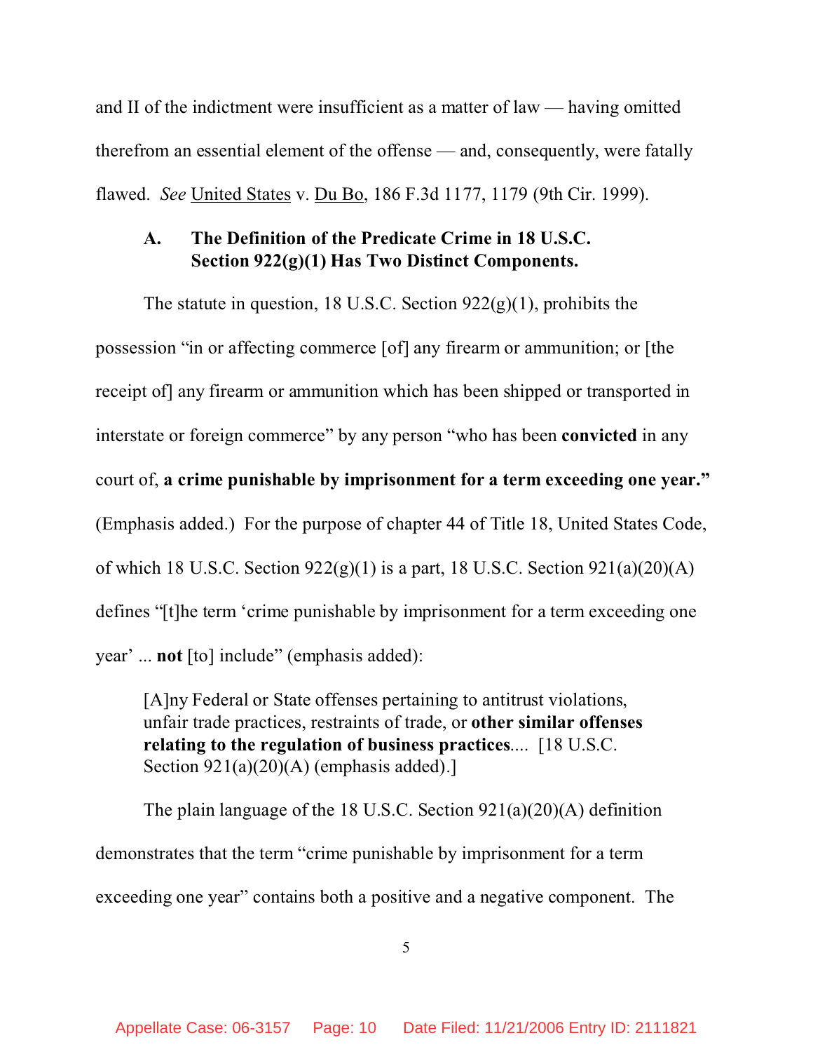and II of the indictment were insufficient as a matter of law — having omitted therefrom an essential element of the offense — and, consequently, were fatally flawed. *See* United States v. Du Bo, 186 F.3d 1177, 1179 (9th Cir. 1999).

### A. The Definition of the Predicate Crime in 18 U.S.C. Section 922(g)(1) Has Two Distinct Components.

The statute in question, 18 U.S.C. Section 922(g)(1), prohibits the possession "in or affecting commerce [of] any firearm or ammunition; or [the receipt of] any firearm or ammunition which has been shipped or transported in interstate or foreign commerce" by any person "who has been **convicted** in any court of, **a crime punishable by imprisonment for a term exceeding one year."** (Emphasis added.) For the purpose of chapter 44 of Title 18, United States Code, of which 18 U.S.C. Section 922(g)(1) is a part, 18 U.S.C. Section 921(a)(20)(A) defines "[t]he term 'crime punishable by imprisonment for a term exceeding one year' ... **not** [to] include" (emphasis added):

> [A]ny Federal or State offenses pertaining to antitrust violations, unfair trade practices, restraints of trade, or **other similar offenses relating to the regulation of business practices**.... [18 U.S.C. Section 921(a)(20)(A) (emphasis added).]

The plain language of the 18 U.S.C. Section 921(a)(20)(A) definition demonstrates that the term "crime punishable by imprisonment for a term exceeding one year" contains both a positive and a negative component. The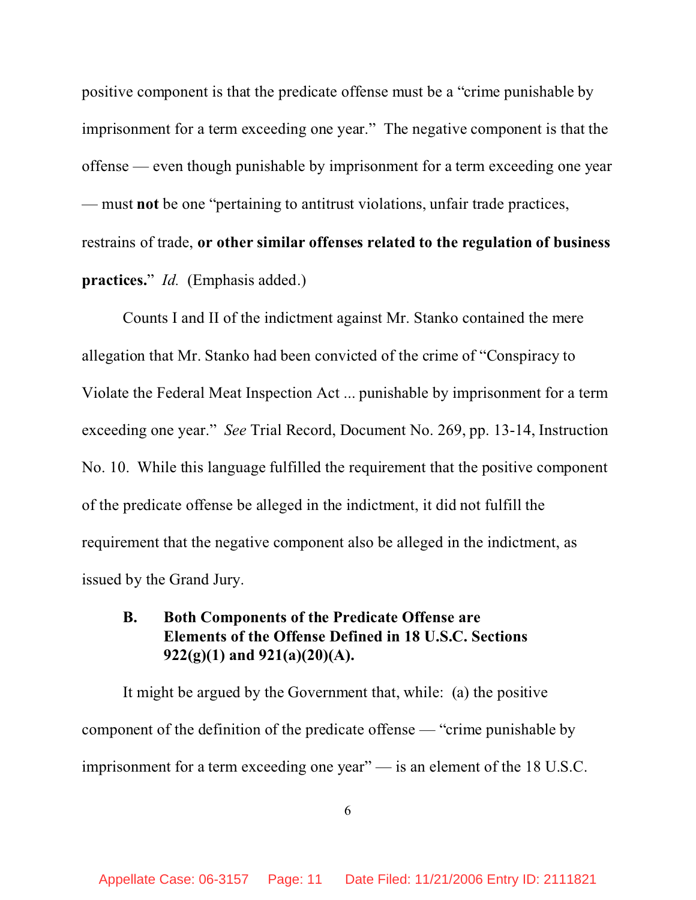positive component is that the predicate offense must be a "crime punishable by imprisonment for a term exceeding one year." The negative component is that the offense — even though punishable by imprisonment for a term exceeding one year — must **not** be one "pertaining to antitrust violations, unfair trade practices, restrains of trade, **or other similar offenses related to the regulation of business practices.**" *Id.* (Emphasis added.)

Counts I and II of the indictment against Mr. Stanko contained the mere allegation that Mr. Stanko had been convicted of the crime of "Conspiracy to Violate the Federal Meat Inspection Act ... punishable by imprisonment for a term exceeding one year." *See* Trial Record, Document No. 269, pp. 13-14, Instruction No. 10. While this language fulfilled the requirement that the positive component of the predicate offense be alleged in the indictment, it did not fulfill the requirement that the negative component also be alleged in the indictment, as issued by the Grand Jury.

### B. Both Components of the Predicate Offense are Elements of the Offense Defined in 18 U.S.C. Sections 922(g)(1) and 921(a)(20)(A).

It might be argued by the Government that, while: (a) the positive component of the definition of the predicate offense — "crime punishable by imprisonment for a term exceeding one year" — is an element of the 18 U.S.C.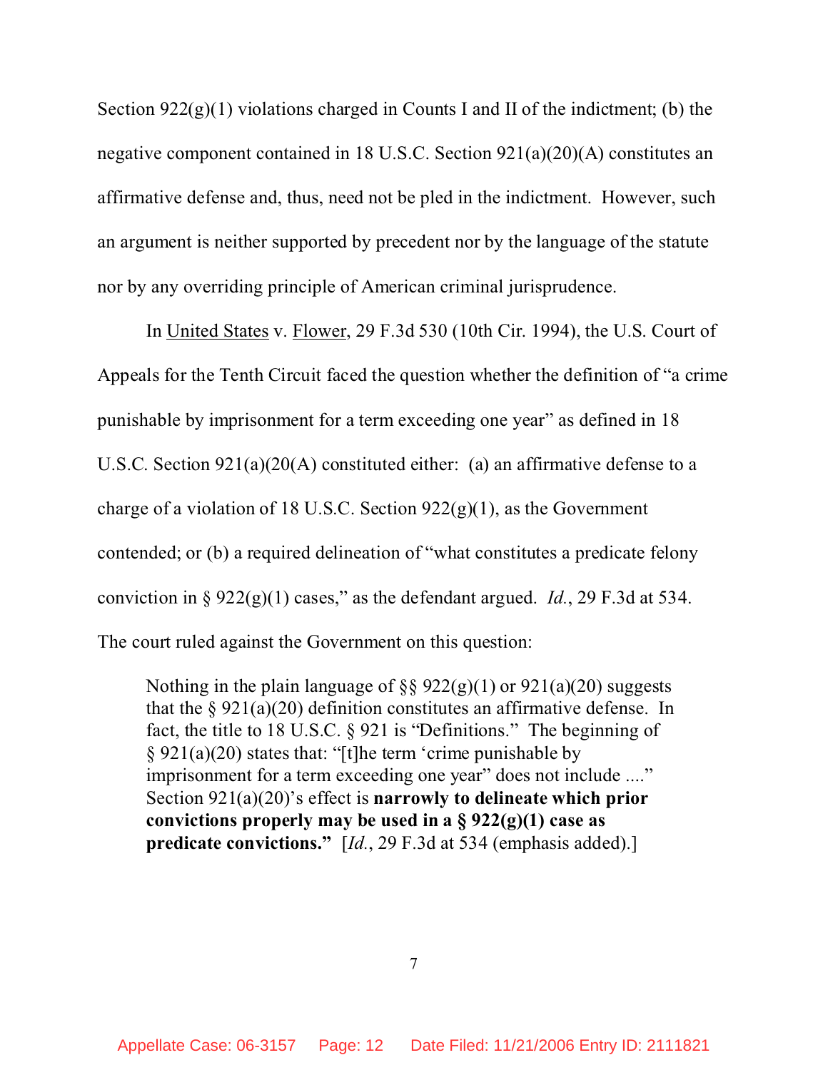Section 922(g)(1) violations charged in Counts I and II of the indictment; (b) the negative component contained in 18 U.S.C. Section 921(a)(20)(A) constitutes an affirmative defense and, thus, need not be pled in the indictment. However, such an argument is neither supported by precedent nor by the language of the statute nor by any overriding principle of American criminal jurisprudence.

In United States v. Flower, 29 F.3d 530 (10th Cir. 1994), the U.S. Court of Appeals for the Tenth Circuit faced the question whether the definition of "a crime punishable by imprisonment for a term exceeding one year" as defined in 18 U.S.C. Section 921(a)(20(A) constituted either: (a) an affirmative defense to a charge of a violation of 18 U.S.C. Section 922(g)(1), as the Government contended; or (b) a required delineation of "what constitutes a predicate felony conviction in § 922(g)(1) cases," as the defendant argued. *Id.*, 29 F.3d at 534. The court ruled against the Government on this question:

> Nothing in the plain language of §§ 922(g)(1) or 921(a)(20) suggests that the § 921(a)(20) definition constitutes an affirmative defense. In fact, the title to 18 U.S.C. § 921 is "Definitions." The beginning of § 921(a)(20) states that: "[t]he term 'crime punishable by imprisonment for a term exceeding one year" does not include ...." Section 921(a)(20)'s effect is **narrowly to delineate which prior convictions properly may be used in a § 922(g)(1) case as predicate convictions."** [*Id.*, 29 F.3d at 534 (emphasis added).]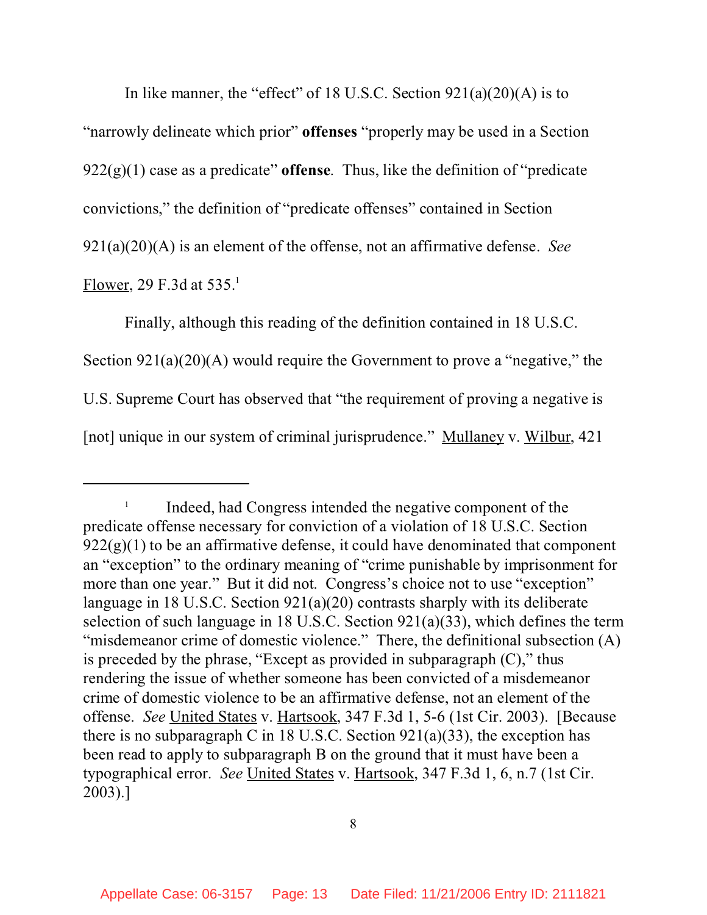In like manner, the "effect" of 18 U.S.C. Section 921(a)(20)(A) is to "narrowly delineate which prior" **offenses** "properly may be used in a Section 922(g)(1) case as a predicate" **offense**. Thus, like the definition of "predicate convictions," the definition of "predicate offenses" contained in Section 921(a)(20)(A) is an element of the offense, not an affirmative defense. *See* Flower, 29 F.3d at 535.[1]

Finally, although this reading of the definition contained in 18 U.S.C. Section 921(a)(20)(A) would require the Government to prove a "negative," the U.S. Supreme Court has observed that "the requirement of proving a negative is [not] unique in our system of criminal jurisprudence." Mullaney v. Wilbur, 421

---

[1] Indeed, had Congress intended the negative component of the predicate offense necessary for conviction of a violation of 18 U.S.C. Section 922(g)(1) to be an affirmative defense, it could have denominated that component an "exception" to the ordinary meaning of "crime punishable by imprisonment for more than one year." But it did not. Congress's choice not to use "exception" language in 18 U.S.C. Section 921(a)(20) contrasts sharply with its deliberate selection of such language in 18 U.S.C. Section 921(a)(33), which defines the term "misdemeanor crime of domestic violence." There, the definitional subsection (A) is preceded by the phrase, "Except as provided in subparagraph (C)," thus rendering the issue of whether someone has been convicted of a misdemeanor crime of domestic violence to be an affirmative defense, not an element of the offense. *See* United States v. Hartsook, 347 F.3d 1, 5-6 (1st Cir. 2003). [Because there is no subparagraph C in 18 U.S.C. Section 921(a)(33), the exception has been read to apply to subparagraph B on the ground that it must have been a typographical error. *See* United States v. Hartsook, 347 F.3d 1, 6, n.7 (1st Cir. 2003).]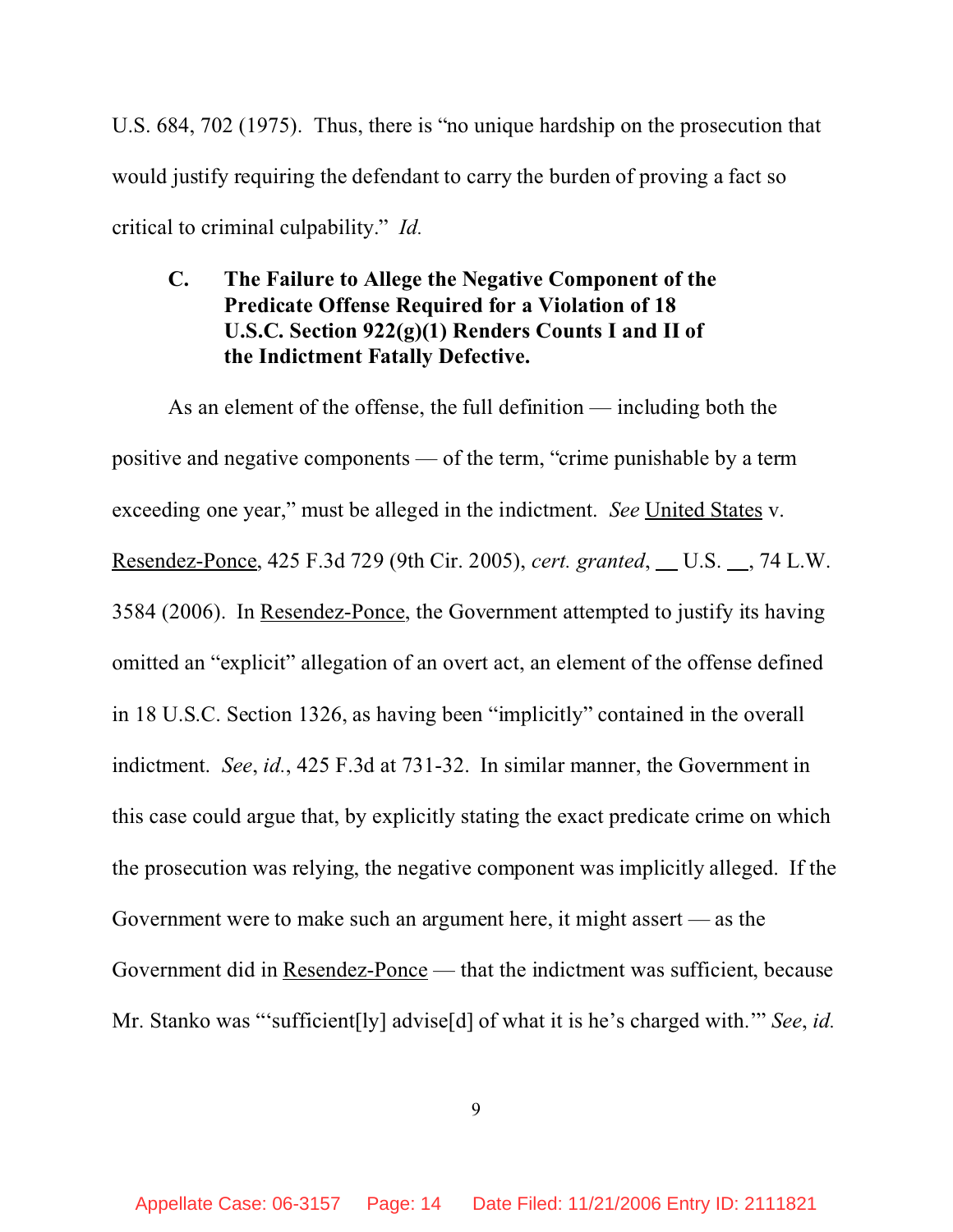U.S. 684, 702 (1975). Thus, there is "no unique hardship on the prosecution that would justify requiring the defendant to carry the burden of proving a fact so critical to criminal culpability." *Id.*

### C. The Failure to Allege the Negative Component of the Predicate Offense Required for a Violation of 18 U.S.C. Section 922(g)(1) Renders Counts I and II of the Indictment Fatally Defective.

As an element of the offense, the full definition — including both the positive and negative components — of the term, "crime punishable by a term exceeding one year," must be alleged in the indictment. *See* United States v. Resendez-Ponce, 425 F.3d 729 (9th Cir. 2005), *cert. granted*, __ U.S. __, 74 L.W. 3584 (2006). In Resendez-Ponce, the Government attempted to justify its having omitted an "explicit" allegation of an overt act, an element of the offense defined in 18 U.S.C. Section 1326, as having been "implicitly" contained in the overall indictment. *See*, *id.*, 425 F.3d at 731-32. In similar manner, the Government in this case could argue that, by explicitly stating the exact predicate crime on which the prosecution was relying, the negative component was implicitly alleged. If the Government were to make such an argument here, it might assert — as the Government did in Resendez-Ponce — that the indictment was sufficient, because Mr. Stanko was "'sufficient[ly] advise[d] of what it is he's charged with.'" *See*, *id.*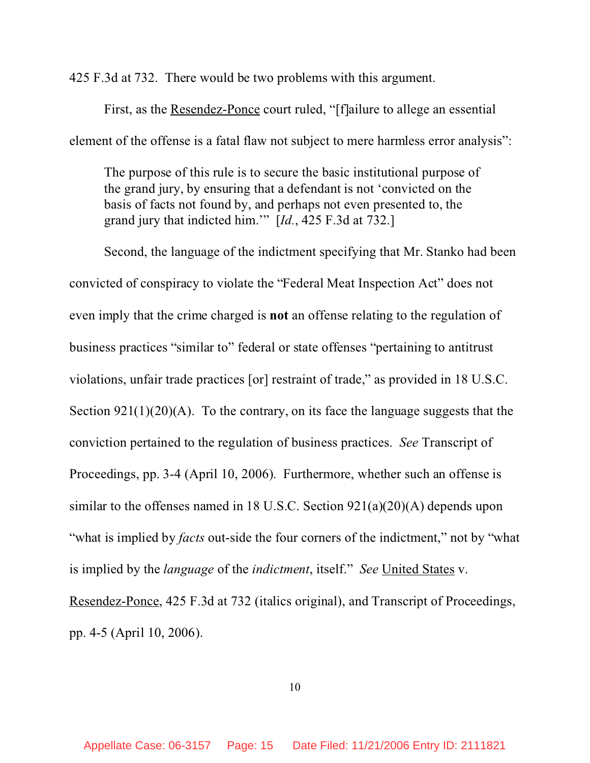425 F.3d at 732. There would be two problems with this argument.

First, as the Resendez-Ponce court ruled, "[f]ailure to allege an essential element of the offense is a fatal flaw not subject to mere harmless error analysis":

> The purpose of this rule is to secure the basic institutional purpose of the grand jury, by ensuring that a defendant is not 'convicted on the basis of facts not found by, and perhaps not even presented to, the grand jury that indicted him.'" [*Id.*, 425 F.3d at 732.]

Second, the language of the indictment specifying that Mr. Stanko had been convicted of conspiracy to violate the "Federal Meat Inspection Act" does not even imply that the crime charged is **not** an offense relating to the regulation of business practices "similar to" federal or state offenses "pertaining to antitrust violations, unfair trade practices [or] restraint of trade," as provided in 18 U.S.C. Section 921(1)(20)(A). To the contrary, on its face the language suggests that the conviction pertained to the regulation of business practices. *See* Transcript of Proceedings, pp. 3-4 (April 10, 2006). Furthermore, whether such an offense is similar to the offenses named in 18 U.S.C. Section 921(a)(20)(A) depends upon "what is implied by *facts* out-side the four corners of the indictment," not by "what is implied by the *language* of the *indictment*, itself." *See* United States v. Resendez-Ponce, 425 F.3d at 732 (italics original), and Transcript of Proceedings, pp. 4-5 (April 10, 2006).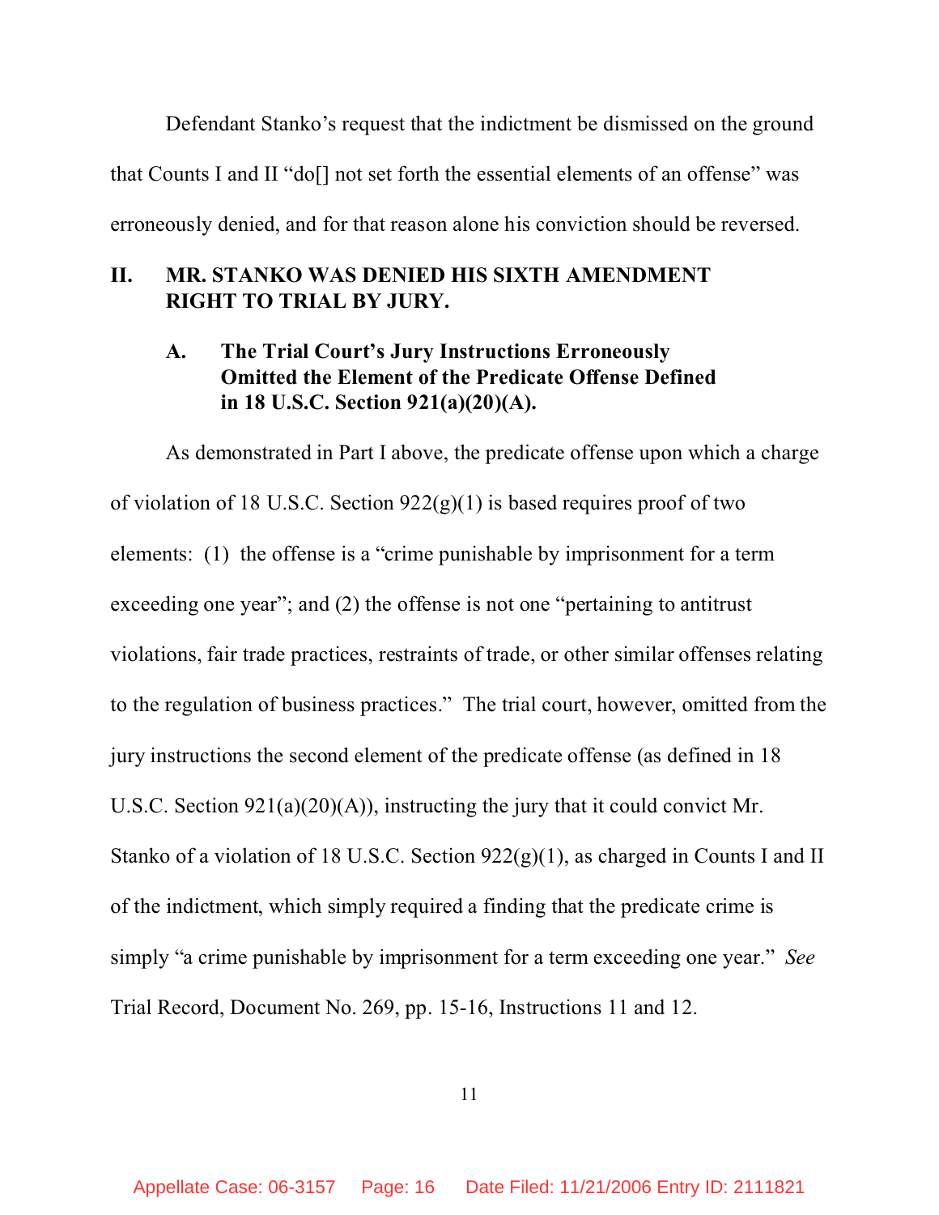Defendant Stanko's request that the indictment be dismissed on the ground that Counts I and II "do[] not set forth the essential elements of an offense" was erroneously denied, and for that reason alone his conviction should be reversed.

## II. MR. STANKO WAS DENIED HIS SIXTH AMENDMENT RIGHT TO TRIAL BY JURY.

### A. The Trial Court's Jury Instructions Erroneously Omitted the Element of the Predicate Offense Defined in 18 U.S.C. Section 921(a)(20)(A).

As demonstrated in Part I above, the predicate offense upon which a charge of violation of 18 U.S.C. Section 922(g)(1) is based requires proof of two elements: (1) the offense is a "crime punishable by imprisonment for a term exceeding one year"; and (2) the offense is not one "pertaining to antitrust violations, fair trade practices, restraints of trade, or other similar offenses relating to the regulation of business practices." The trial court, however, omitted from the jury instructions the second element of the predicate offense (as defined in 18 U.S.C. Section 921(a)(20)(A)), instructing the jury that it could convict Mr. Stanko of a violation of 18 U.S.C. Section 922(g)(1), as charged in Counts I and II of the indictment, which simply required a finding that the predicate crime is simply "a crime punishable by imprisonment for a term exceeding one year." *See* Trial Record, Document No. 269, pp. 15-16, Instructions 11 and 12.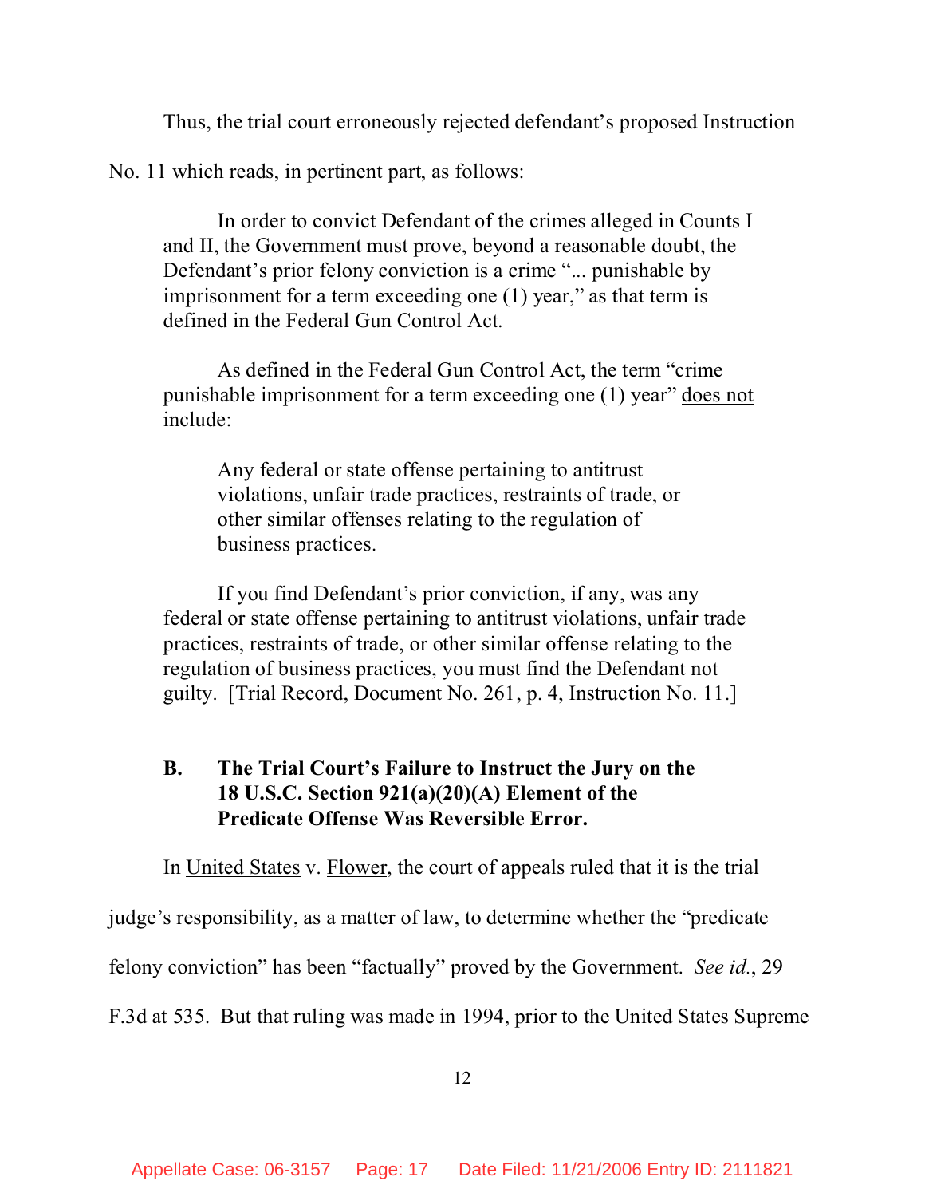Thus, the trial court erroneously rejected defendant's proposed Instruction No. 11 which reads, in pertinent part, as follows:

> In order to convict Defendant of the crimes alleged in Counts I and II, the Government must prove, beyond a reasonable doubt, the Defendant's prior felony conviction is a crime "... punishable by imprisonment for a term exceeding one (1) year," as that term is defined in the Federal Gun Control Act.
>
> As defined in the Federal Gun Control Act, the term "crime punishable imprisonment for a term exceeding one (1) year" <u>does not</u> include:
>
>> Any federal or state offense pertaining to antitrust violations, unfair trade practices, restraints of trade, or other similar offenses relating to the regulation of business practices.
>
> If you find Defendant's prior conviction, if any, was any federal or state offense pertaining to antitrust violations, unfair trade practices, restraints of trade, or other similar offense relating to the regulation of business practices, you must find the Defendant not guilty. [Trial Record, Document No. 261, p. 4, Instruction No. 11.]

### B. The Trial Court's Failure to Instruct the Jury on the 18 U.S.C. Section 921(a)(20)(A) Element of the Predicate Offense Was Reversible Error.

In <u>United States</u> v. <u>Flower</u>, the court of appeals ruled that it is the trial judge's responsibility, as a matter of law, to determine whether the "predicate felony conviction" has been "factually" proved by the Government. *See id.*, 29 F.3d at 535. But that ruling was made in 1994, prior to the United States Supreme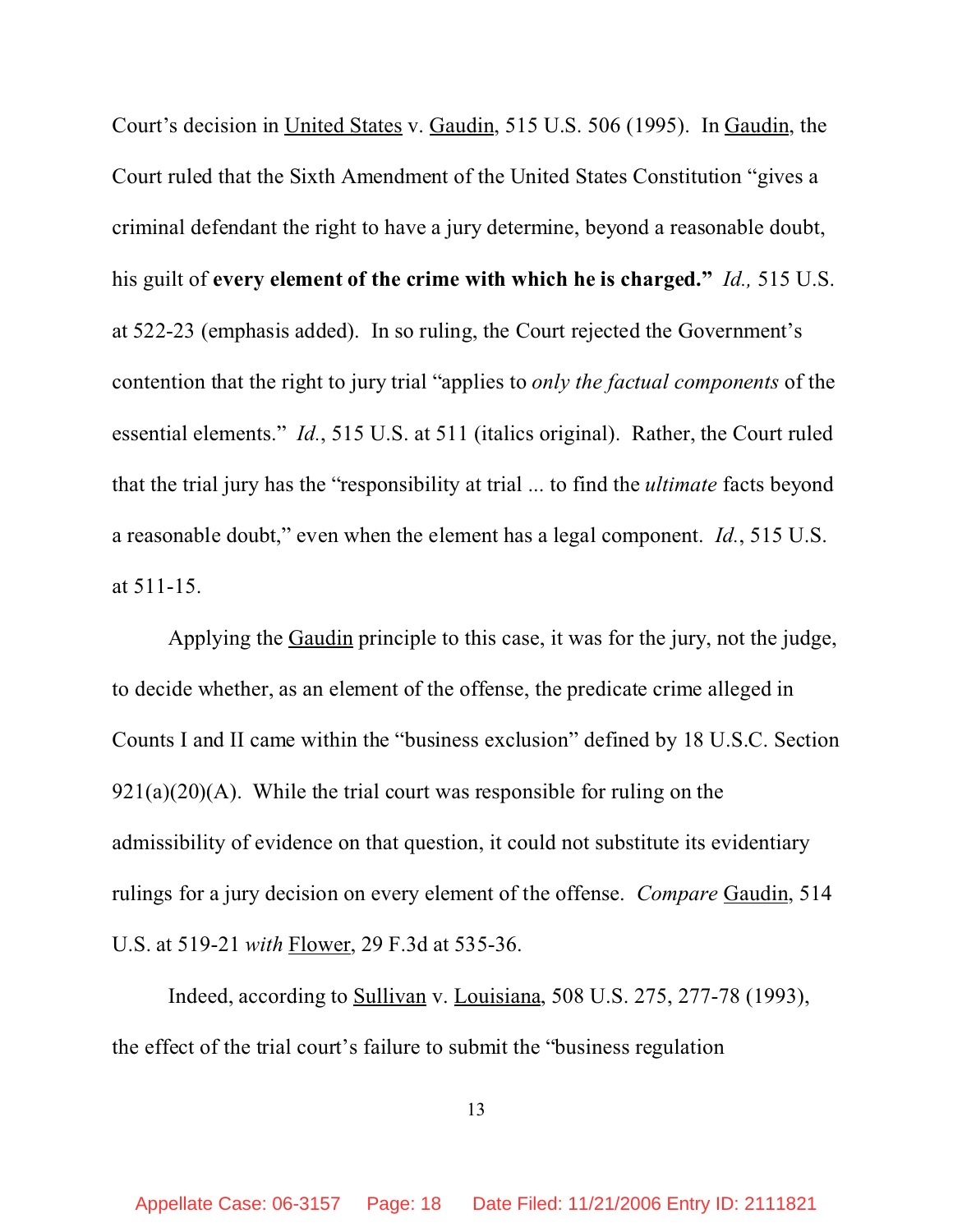Court's decision in United States v. Gaudin, 515 U.S. 506 (1995). In Gaudin, the Court ruled that the Sixth Amendment of the United States Constitution "gives a criminal defendant the right to have a jury determine, beyond a reasonable doubt, his guilt of **every element of the crime with which he is charged."** *Id.,* 515 U.S. at 522-23 (emphasis added). In so ruling, the Court rejected the Government's contention that the right to jury trial "applies to *only the factual components* of the essential elements." *Id.*, 515 U.S. at 511 (italics original). Rather, the Court ruled that the trial jury has the "responsibility at trial ... to find the *ultimate* facts beyond a reasonable doubt," even when the element has a legal component. *Id.*, 515 U.S. at 511-15.

Applying the Gaudin principle to this case, it was for the jury, not the judge, to decide whether, as an element of the offense, the predicate crime alleged in Counts I and II came within the "business exclusion" defined by 18 U.S.C. Section 921(a)(20)(A). While the trial court was responsible for ruling on the admissibility of evidence on that question, it could not substitute its evidentiary rulings for a jury decision on every element of the offense. *Compare* Gaudin, 514 U.S. at 519-21 *with* Flower, 29 F.3d at 535-36.

Indeed, according to Sullivan v. Louisiana, 508 U.S. 275, 277-78 (1993), the effect of the trial court's failure to submit the "business regulation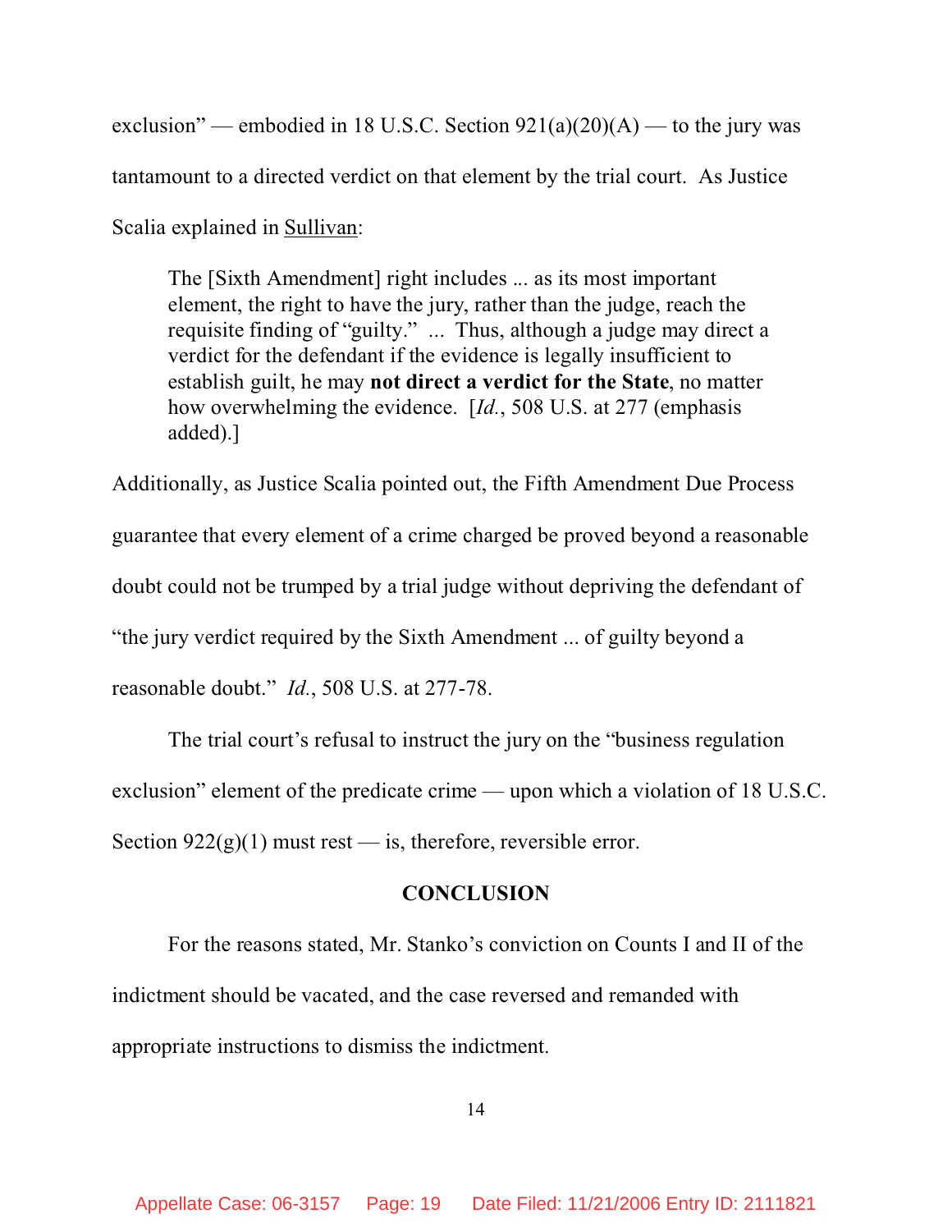exclusion" — embodied in 18 U.S.C. Section 921(a)(20)(A) — to the jury was tantamount to a directed verdict on that element by the trial court. As Justice Scalia explained in Sullivan:

> The [Sixth Amendment] right includes ... as its most important element, the right to have the jury, rather than the judge, reach the requisite finding of "guilty." ... Thus, although a judge may direct a verdict for the defendant if the evidence is legally insufficient to establish guilt, he may **not direct a verdict for the State**, no matter how overwhelming the evidence. [*Id.*, 508 U.S. at 277 (emphasis added).]

Additionally, as Justice Scalia pointed out, the Fifth Amendment Due Process guarantee that every element of a crime charged be proved beyond a reasonable doubt could not be trumped by a trial judge without depriving the defendant of "the jury verdict required by the Sixth Amendment ... of guilty beyond a reasonable doubt." *Id.*, 508 U.S. at 277-78.

The trial court's refusal to instruct the jury on the "business regulation exclusion" element of the predicate crime — upon which a violation of 18 U.S.C. Section 922(g)(1) must rest — is, therefore, reversible error.

## CONCLUSION

For the reasons stated, Mr. Stanko's conviction on Counts I and II of the indictment should be vacated, and the case reversed and remanded with appropriate instructions to dismiss the indictment.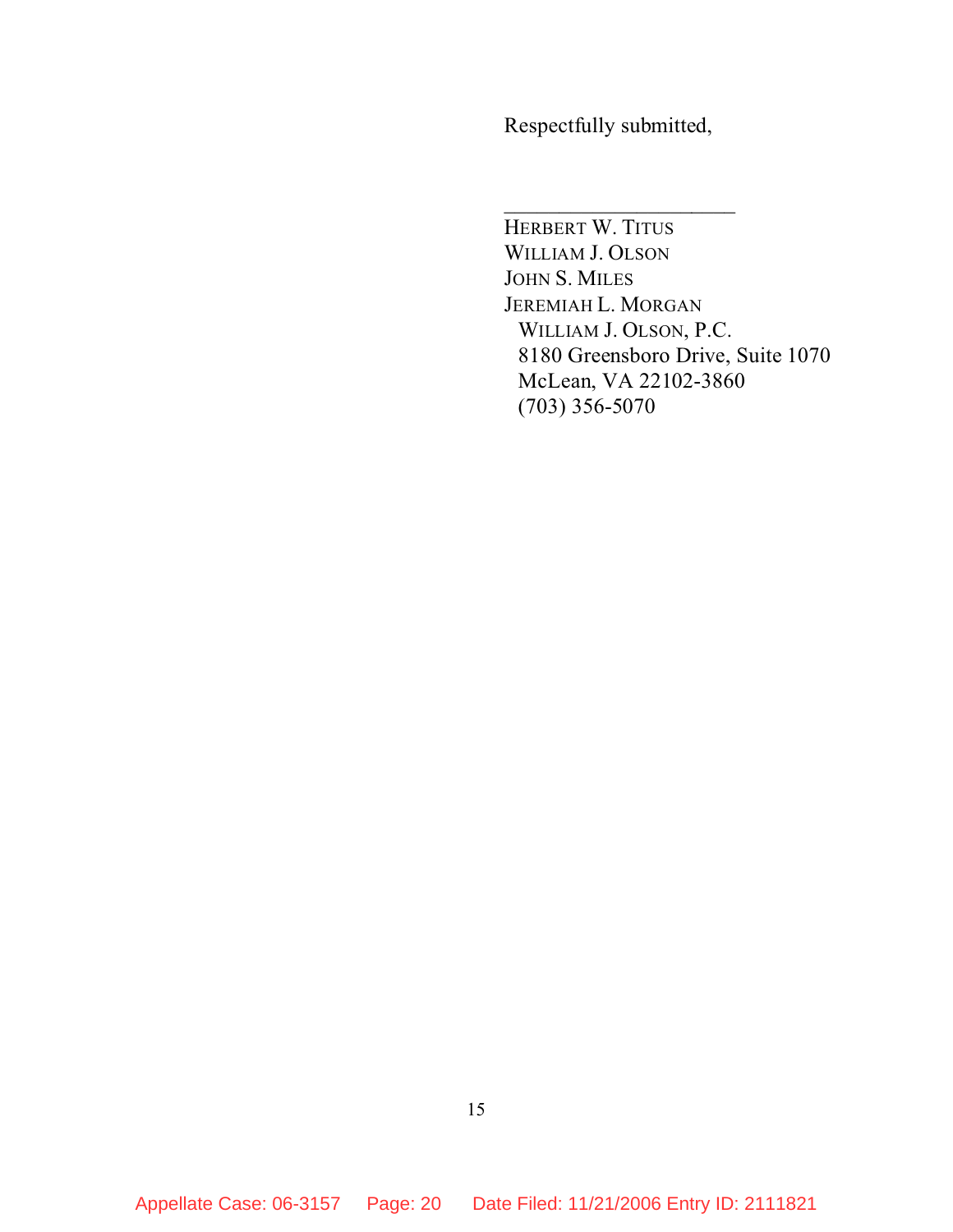Respectfully submitted,

\_\_\_\_\_\_\_\_\_\_\_\_\_\_\_\_\_\_\_\_\_\_

HERBERT W. TITUS
WILLIAM J. OLSON
JOHN S. MILES
JEREMIAH L. MORGAN
  WILLIAM J. OLSON, P.C.
  8180 Greensboro Drive, Suite 1070
  McLean, VA 22102-3860
  (703) 356-5070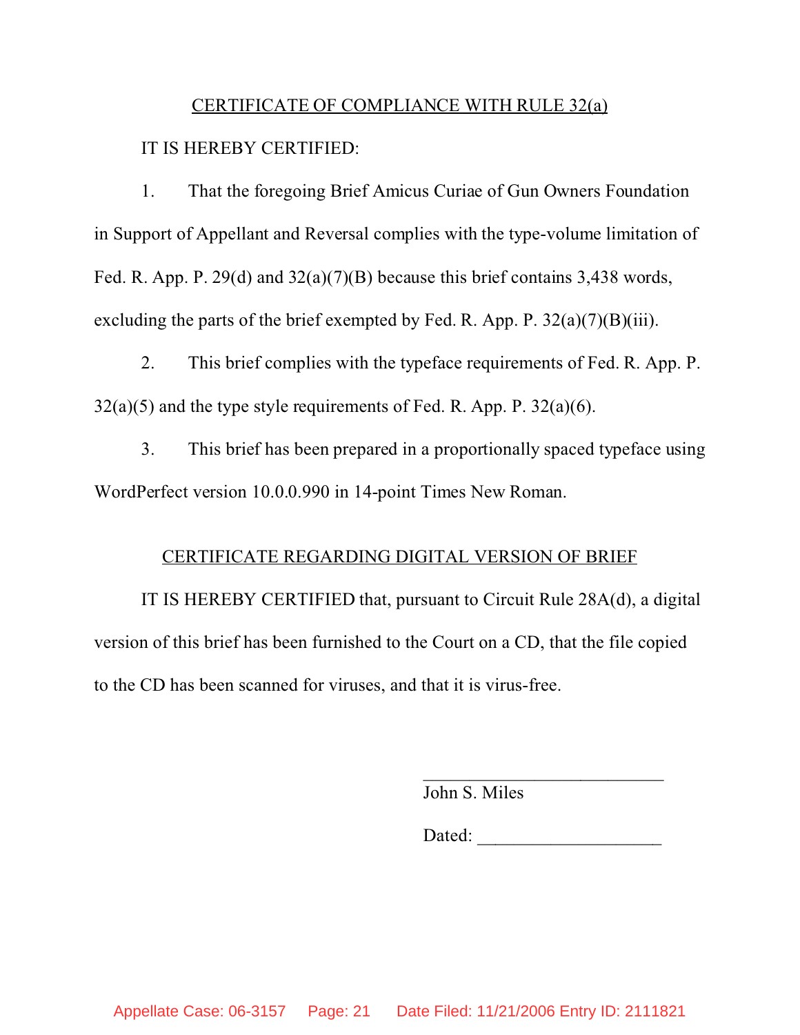## CERTIFICATE OF COMPLIANCE WITH RULE 32(a)

IT IS HEREBY CERTIFIED:

1. That the foregoing Brief Amicus Curiae of Gun Owners Foundation in Support of Appellant and Reversal complies with the type-volume limitation of Fed. R. App. P. 29(d) and 32(a)(7)(B) because this brief contains 3,438 words, excluding the parts of the brief exempted by Fed. R. App. P. 32(a)(7)(B)(iii).

2. This brief complies with the typeface requirements of Fed. R. App. P. 32(a)(5) and the type style requirements of Fed. R. App. P. 32(a)(6).

3. This brief has been prepared in a proportionally spaced typeface using WordPerfect version 10.0.0.990 in 14-point Times New Roman.

## CERTIFICATE REGARDING DIGITAL VERSION OF BRIEF

IT IS HEREBY CERTIFIED that, pursuant to Circuit Rule 28A(d), a digital version of this brief has been furnished to the Court on a CD, that the file copied to the CD has been scanned for viruses, and that it is virus-free.

\_\_\_\_\_\_\_\_\_\_\_\_\_\_\_\_\_\_\_\_\_\_\_\_\_\_
John S. Miles

Dated: \_\_\_\_\_\_\_\_\_\_\_\_\_\_\_\_\_\_\_\_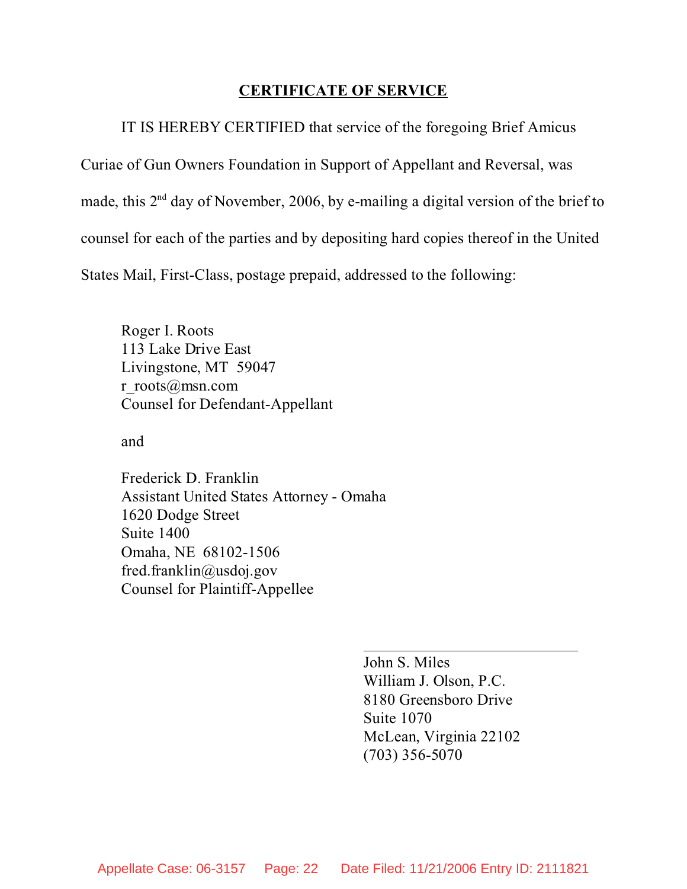## CERTIFICATE OF SERVICE

IT IS HEREBY CERTIFIED that service of the foregoing Brief Amicus Curiae of Gun Owners Foundation in Support of Appellant and Reversal, was made, this 2nd day of November, 2006, by e-mailing a digital version of the brief to counsel for each of the parties and by depositing hard copies thereof in the United States Mail, First-Class, postage prepaid, addressed to the following:

Roger I. Roots
113 Lake Drive East
Livingstone, MT 59047
r_roots@msn.com
Counsel for Defendant-Appellant

and

Frederick D. Franklin
Assistant United States Attorney - Omaha
1620 Dodge Street
Suite 1400
Omaha, NE 68102-1506
fred.franklin@usdoj.gov
Counsel for Plaintiff-Appellee

John S. Miles
William J. Olson, P.C.
8180 Greensboro Drive
Suite 1070
McLean, Virginia 22102
(703) 356-5070